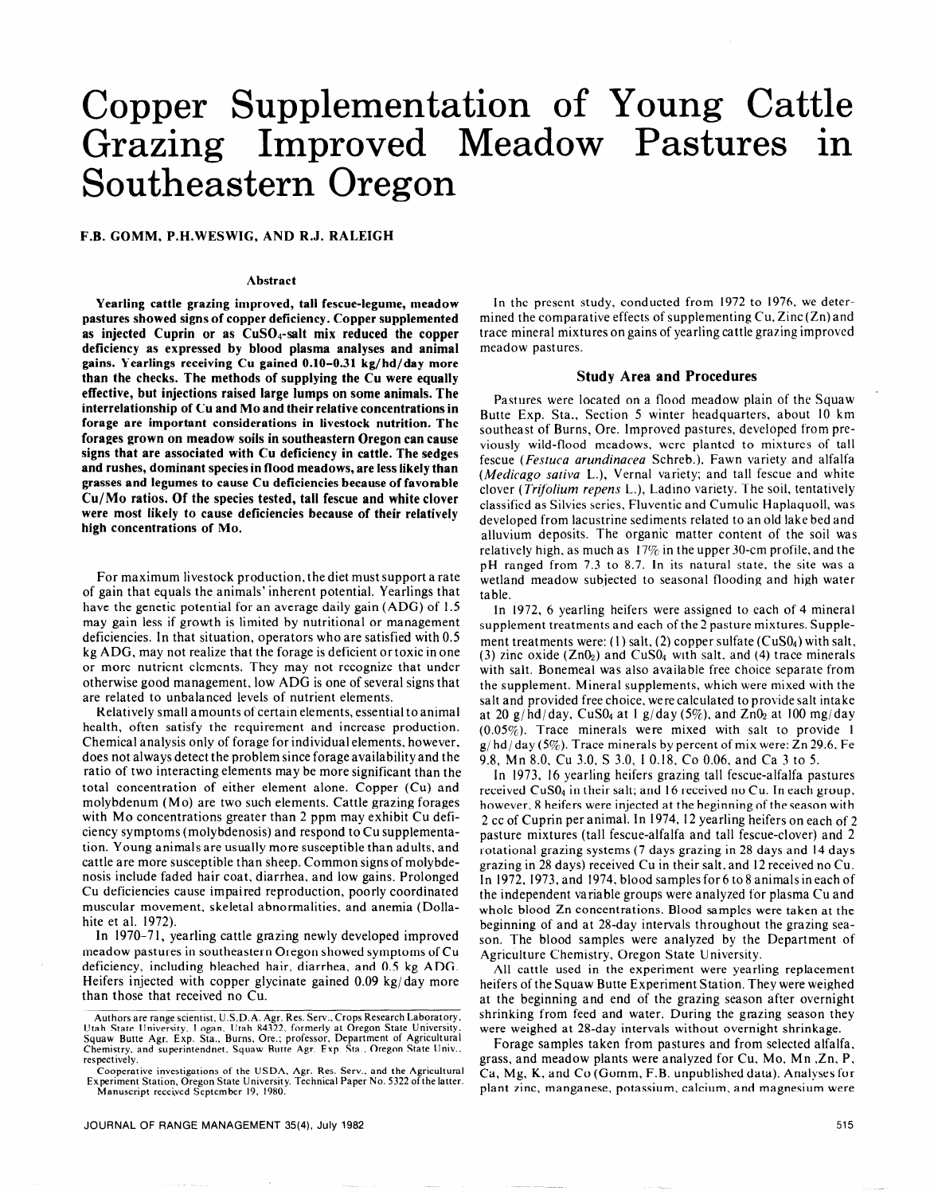# Copper Supplementation of Young Cattle Grazing Improved Meadow Pastures in Southeastern Oregon

**F.B. GOMM, P.H.WESWIG, AND R.J. RALEIGH**

### Abstract

**Yearling cattle grazing improved, tall fescue-legume, meadow pastures showed signs of copper deficiency. Copper supplemented as injected Cuprin or as $CuSO_4$-salt mix reduced the copper deficiency as expressed by blood plasma analyses and animal gains. Yearlings receiving Cu gained 0.10–0.31 kg/hd/day more than the checks. The methods of supplying the Cu were equally effective, but injections raised large lumps on some animals. The interrelationship of Cu and Mo and their relative concentrations in forage are important considerations in livestock nutrition. The forages grown on meadow soils in southeastern Oregon can cause signs that are associated with Cu deficiency in cattle. The sedges and rushes, dominant species in flood meadows, are less likely than grasses and legumes to cause Cu deficiencies because of favorable Cu/Mo ratios. Of the species tested, tall fescue and white clover were most likely to cause deficiencies because of their relatively high concentrations of Mo.**

For maximum livestock production, the diet must support a rate of gain that equals the animals' inherent potential. Yearlings that have the genetic potential for an average daily gain (ADG) of 1.5 may gain less if growth is limited by nutritional or management deficiencies. In that situation, operators who are satisfied with 0.5 kg ADG, may not realize that the forage is deficient or toxic in one or more nutrient elements. They may not recognize that under otherwise good management, low ADG is one of several signs that are related to unbalanced levels of nutrient elements.

Relatively small amounts of certain elements, essential to animal health, often satisfy the requirement and increase production. Chemical analysis only of forage for individual elements, however, does not always detect the problem since forage availability and the ratio of two interacting elements may be more significant than the total concentration of either element alone. Copper (Cu) and molybdenum (Mo) are two such elements. Cattle grazing forages with Mo concentrations greater than 2 ppm may exhibit Cu deficiency symptoms (molybdenosis) and respond to Cu supplementation. Young animals are usually more susceptible than adults, and cattle are more susceptible than sheep. Common signs of molybdenosis include faded hair coat, diarrhea, and low gains. Prolonged Cu deficiencies cause impaired reproduction, poorly coordinated muscular movement, skeletal abnormalities, and anemia (Dollahite et al. 1972).

In 1970–71, yearling cattle grazing newly developed improved meadow pastures in southeastern Oregon showed symptoms of Cu deficiency, including bleached hair, diarrhea, and 0.5 kg ADG. Heifers injected with copper glycinate gained 0.09 kg/day more than those that received no Cu.

Authors are range scientist, U.S.D.A. Agr. Res. Serv., Crops Research Laboratory, Utah State University, Logan, Utah 84322, formerly at Oregon State University, Squaw Butte Agr. Exp. Sta., Burns, Ore.; professor, Department of Agricultural Chemistry, and superintendnet, Squaw Butte Agr. Exp. Sta., Oregon State Univ., respectively.

Cooperative investigations of the USDA, Agr. Res. Serv., and the Agricultural Experiment Station, Oregon State University. Technical Paper No. 5322 of the latter. Manuscript received September 19, 1980.

In the present study, conducted from 1972 to 1976, we determined the comparative effects of supplementing Cu, Zinc (Zn) and trace mineral mixtures on gains of yearling cattle grazing improved meadow pastures.

## Study Area and Procedures

Pastures were located on a flood meadow plain of the Squaw Butte Exp. Sta., Section 5 winter headquarters, about 10 km southeast of Burns, Ore. Improved pastures, developed from previously wild-flood meadows, were planted to mixtures of tall fescue (*Festuca arundinacea* Schreb.), Fawn variety and alfalfa (*Medicago sativa* L.), Vernal variety; and tall fescue and white clover (*Trifolium repens* L.), Ladino variety. The soil, tentatively classified as Silvies series, Fluventic and Cumulic Haplaquoll, was developed from lacustrine sediments related to an old lake bed and alluvium deposits. The organic matter content of the soil was relatively high, as much as 17% in the upper 30-cm profile, and the pH ranged from 7.3 to 8.7. In its natural state, the site was a wetland meadow subjected to seasonal flooding and high water table.

In 1972, 6 yearling heifers were assigned to each of 4 mineral supplement treatments and each of the 2 pasture mixtures. Supplement treatments were: (1) salt, (2) copper sulfate ($CuS0_4$) with salt, (3) zinc oxide ($Zn0_2$) and $CuS0_4$ with salt, and (4) trace minerals with salt. Bonemeal was also available free choice separate from the supplement. Mineral supplements, which were mixed with the salt and provided free choice, were calculated to provide salt intake at 20 g/hd/day, $CuS0_4$ at 1 g/day (5%), and $Zn0_2$ at 100 mg/day (0.05%). Trace minerals were mixed with salt to provide 1 g/hd/day (5%). Trace minerals by percent of mix were: Zn 29.6, Fe 9.8, Mn 8.0, Cu 3.0, S 3.0, I 0.18, Co 0.06, and Ca 3 to 5.

In 1973, 16 yearling heifers grazing tall fescue-alfalfa pastures received $CuS0_4$ in their salt; and 16 received no Cu. In each group, however, 8 heifers were injected at the beginning of the season with 2 cc of Cuprin per animal. In 1974, 12 yearling heifers on each of 2 pasture mixtures (tall fescue-alfalfa and tall fescue-clover) and 2 rotational grazing systems (7 days grazing in 28 days and 14 days grazing in 28 days) received Cu in their salt, and 12 received no Cu. In 1972, 1973, and 1974, blood samples for 6 to 8 animals in each of the independent variable groups were analyzed for plasma Cu and whole blood Zn concentrations. Blood samples were taken at the beginning of and at 28-day intervals throughout the grazing season. The blood samples were analyzed by the Department of Agriculture Chemistry, Oregon State University.

All cattle used in the experiment were yearling replacement heifers of the Squaw Butte Experiment Station. They were weighed at the beginning and end of the grazing season after overnight shrinking from feed and water. During the grazing season they were weighed at 28-day intervals without overnight shrinkage.

Forage samples taken from pastures and from selected alfalfa, grass, and meadow plants were analyzed for Cu, Mo, Mn, Zn, P, Ca, Mg, K, and Co (Gomm, F.B. unpublished data). Analyses for plant zinc, manganese, potassium, calcium, and magnesium were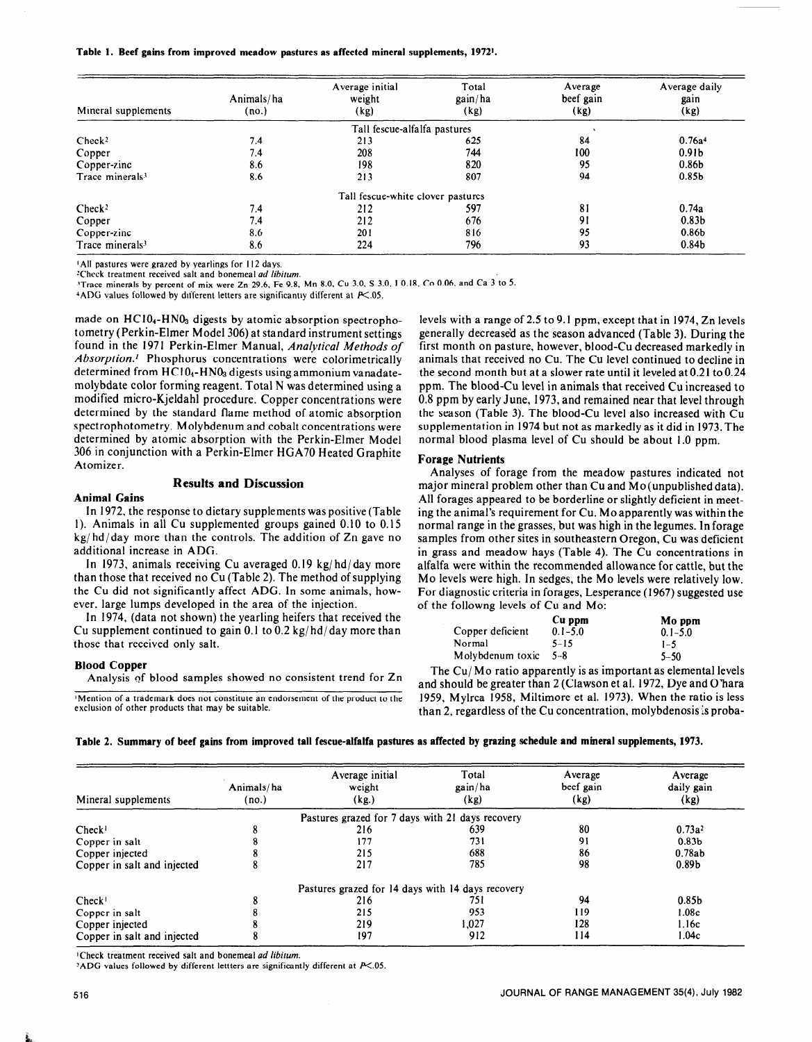**Table 1. Beef gains from improved meadow pastures as affected mineral supplements, 1972[1].**

| Mineral supplements | Animals/ha (no.) | Average initial weight (kg) | Total gain/ha (kg) | Average beef gain (kg) | Average daily gain (kg) |
|---|---|---|---|---|---|
| | | Tall fescue-alfalfa pastures | | | |
| Check[2] | 7.4 | 213 | 625 | 84 | 0.76a[4] |
| Copper | 7.4 | 208 | 744 | 100 | 0.91b |
| Copper-zinc | 8.6 | 198 | 820 | 95 | 0.86b |
| Trace minerals[3] | 8.6 | 213 | 807 | 94 | 0.85b |
| | | Tall fescue-white clover pastures | | | |
| Check[2] | 7.4 | 212 | 597 | 81 | 0.74a |
| Copper | 7.4 | 212 | 676 | 91 | 0.83b |
| Copper-zinc | 8.6 | 201 | 816 | 95 | 0.86b |
| Trace minerals[3] | 8.6 | 224 | 796 | 93 | 0.84b |

[1]All pastures were grazed by yearlings for 112 days.
[2]Check treatment received salt and bonemeal *ad libitum*.
[3]Trace minerals by percent of mix were Zn 29.6, Fe 9.8, Mn 8.0, Cu 3.0, S 3.0, I 0.18, Co 0.06, and Ca 3 to 5.
[4]ADG values followed by different letters are significantly different at $P<.05$.

made on $HClO_4$-$HNO_3$ digests by atomic absorption spectrophotometry (Perkin-Elmer Model 306) at standard instrument settings found in the 1971 Perkin-Elmer Manual, *Analytical Methods of Absorption.*[1] Phosphorus concentrations were colorimetrically determined from $HClO_4$-$HNO_3$ digests using ammonium vanadate-molybdate color forming reagent. Total N was determined using a modified micro-Kjeldahl procedure. Copper concentrations were determined by the standard flame method of atomic absorption spectrophotometry. Molybdenum and cobalt concentrations were determined by atomic absorption with the Perkin-Elmer Model 306 in conjunction with a Perkin-Elmer HGA70 Heated Graphite Atomizer.

## Results and Discussion

### Animal Gains

In 1972, the response to dietary supplements was positive (Table 1). Animals in all Cu supplemented groups gained 0.10 to 0.15 kg/hd/day more than the controls. The addition of Zn gave no additional increase in ADG.

In 1973, animals receiving Cu averaged 0.19 kg/hd/day more than those that received no Cu (Table 2). The method of supplying the Cu did not significantly affect ADG. In some animals, however, large lumps developed in the area of the injection.

In 1974, (data not shown) the yearling heifers that received the Cu supplement continued to gain 0.1 to 0.2 kg/hd/day more than those that received only salt.

### Blood Copper

Analysis of blood samples showed no consistent trend for Zn levels with a range of 2.5 to 9.1 ppm, except that in 1974, Zn levels generally decreased as the season advanced (Table 3). During the first month on pasture, however, blood-Cu decreased markedly in animals that received no Cu. The Cu level continued to decline in the second month but at a slower rate until it leveled at 0.21 to 0.24 ppm. The blood-Cu level in animals that received Cu increased to 0.8 ppm by early June, 1973, and remained near that level through the season (Table 3). The blood-Cu level also increased with Cu supplementation in 1974 but not as markedly as it did in 1973. The normal blood plasma level of Cu should be about 1.0 ppm.

### Forage Nutrients

Analyses of forage from the meadow pastures indicated not major mineral problem other than Cu and Mo (unpublished data). All forages appeared to be borderline or slightly deficient in meeting the animal's requirement for Cu. Mo apparently was within the normal range in the grasses, but was high in the legumes. In forage samples from other sites in southeastern Oregon, Cu was deficient in grass and meadow hays (Table 4). The Cu concentrations in alfalfa were within the recommended allowance for cattle, but the Mo levels were high. In sedges, the Mo levels were relatively low. For diagnostic criteria in forages, Lesperance (1967) suggested use of the followng levels of Cu and Mo:

| | Cu ppm | Mo ppm |
|---|---|---|
| Copper deficient | 0.1–5.0 | 0.1–5.0 |
| Normal | 5–15 | 1–5 |
| Molybdenum toxic | 5–8 | 5–50 |

The Cu/Mo ratio apparently is as important as elemental levels and should be greater than 2 (Clawson et al. 1972, Dye and O'hara 1959, Mylrea 1958, Miltimore et al. 1973). When the ratio is less than 2, regardless of the Cu concentration, molybdenosis is proba-

[1]Mention of a trademark does not constitute an endorsement of the product to the exclusion of other products that may be suitable.

**Table 2. Summary of beef gains from improved tall fescue-alfalfa pastures as affected by grazing schedule and mineral supplements, 1973.**

| Mineral supplements | Animals/ha (no.) | Average initial weight (kg.) | Total gain/ha (kg) | Average beef gain (kg) | Average daily gain (kg) |
|---|---|---|---|---|---|
| | | Pastures grazed for 7 days with 21 days recovery | | | |
| Check[1] | 8 | 216 | 639 | 80 | 0.73a[2] |
| Copper in salt | 8 | 177 | 731 | 91 | 0.83b |
| Copper injected | 8 | 215 | 688 | 86 | 0.78ab |
| Copper in salt and injected | 8 | 217 | 785 | 98 | 0.89b |
| | | Pastures grazed for 14 days with 14 days recovery | | | |
| Check[1] | 8 | 216 | 751 | 94 | 0.85b |
| Copper in salt | 8 | 215 | 953 | 119 | 1.08c |
| Copper injected | 8 | 219 | 1,027 | 128 | 1.16c |
| Copper in salt and injected | 8 | 197 | 912 | 114 | 1.04c |

[1]Check treatment received salt and bonemeal *ad libitum*.
[2]ADG values followed by different lettters are significantly different at $P<.05$.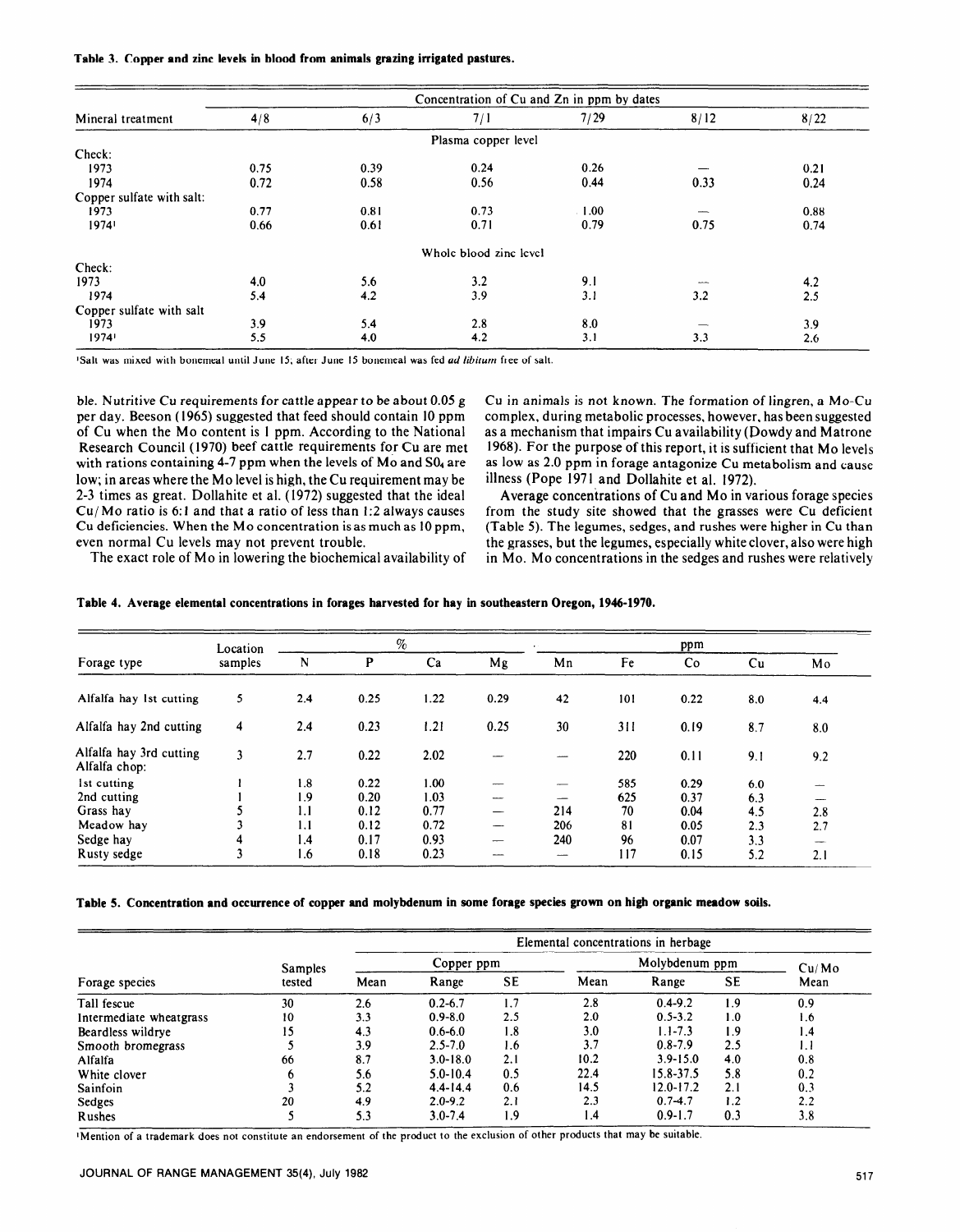**Table 3. Copper and zinc levels in blood from animals grazing irrigated pastures.**

| Mineral treatment | Concentration of Cu and Zn in ppm by dates | | | | | |
|---|---|---|---|---|---|---|
| | 4/8 | 6/3 | 7/1 | 7/29 | 8/12 | 8/22 |
| | | | Plasma copper level | | | |
| Check: | | | | | | |
| 1973 | 0.75 | 0.39 | 0.24 | 0.26 | — | 0.21 |
| 1974 | 0.72 | 0.58 | 0.56 | 0.44 | 0.33 | 0.24 |
| Copper sulfate with salt: | | | | | | |
| 1973 | 0.77 | 0.81 | 0.73 | 1.00 | — | 0.88 |
| 1974[1] | 0.66 | 0.61 | 0.71 | 0.79 | 0.75 | 0.74 |
| | | | Whole blood zinc level | | | |
| Check: | | | | | | |
| 1973 | 4.0 | 5.6 | 3.2 | 9.1 | — | 4.2 |
| 1974 | 5.4 | 4.2 | 3.9 | 3.1 | 3.2 | 2.5 |
| Copper sulfate with salt | | | | | | |
| 1973 | 3.9 | 5.4 | 2.8 | 8.0 | — | 3.9 |
| 1974[1] | 5.5 | 4.0 | 4.2 | 3.1 | 3.3 | 2.6 |

[1]Salt was mixed with bonemeal until June 15; after June 15 bonemeal was fed *ad libitum* free of salt.

ble. Nutritive Cu requirements for cattle appear to be about 0.05 g per day. Beeson (1965) suggested that feed should contain 10 ppm of Cu when the Mo content is 1 ppm. According to the National Research Council (1970) beef cattle requirements for Cu are met with rations containing 4-7 ppm when the levels of Mo and $SO_4$ are low; in areas where the Mo level is high, the Cu requirement may be 2-3 times as great. Dollahite et al. (1972) suggested that the ideal Cu/Mo ratio is 6:1 and that a ratio of less than 1:2 always causes Cu deficiencies. When the Mo concentration is as much as 10 ppm, even normal Cu levels may not prevent trouble.

The exact role of Mo in lowering the biochemical availability of Cu in animals is not known. The formation of lingren, a Mo-Cu complex, during metabolic processes, however, has been suggested as a mechanism that impairs Cu availability (Dowdy and Matrone 1968). For the purpose of this report, it is sufficient that Mo levels as low as 2.0 ppm in forage antagonize Cu metabolism and cause illness (Pope 1971 and Dollahite et al. 1972).

Average concentrations of Cu and Mo in various forage species from the study site showed that the grasses were Cu deficient (Table 5). The legumes, sedges, and rushes were higher in Cu than the grasses, but the legumes, especially white clover, also were high in Mo. Mo concentrations in the sedges and rushes were relatively

**Table 4. Average elemental concentrations in forages harvested for hay in southeastern Oregon, 1946-1970.**

| Forage type | Location samples | % | | | | ppm | | | | |
|---|---|---|---|---|---|---|---|---|---|---|
| | | N | P | Ca | Mg | Mn | Fe | Co | Cu | Mo |
| Alfalfa hay 1st cutting | 5 | 2.4 | 0.25 | 1.22 | 0.29 | 42 | 101 | 0.22 | 8.0 | 4.4 |
| Alfalfa hay 2nd cutting | 4 | 2.4 | 0.23 | 1.21 | 0.25 | 30 | 311 | 0.19 | 8.7 | 8.0 |
| Alfalfa hay 3rd cutting | 3 | 2.7 | 0.22 | 2.02 | — | — | 220 | 0.11 | 9.1 | 9.2 |
| Alfalfa chop: | | | | | | | | | | |
| 1st cutting | 1 | 1.8 | 0.22 | 1.00 | — | — | 585 | 0.29 | 6.0 | — |
| 2nd cutting | 1 | 1.9 | 0.20 | 1.03 | — | — | 625 | 0.37 | 6.3 | — |
| Grass hay | 5 | 1.1 | 0.12 | 0.77 | — | 214 | 70 | 0.04 | 4.5 | 2.8 |
| Meadow hay | 3 | 1.1 | 0.12 | 0.72 | — | 206 | 81 | 0.05 | 2.3 | 2.7 |
| Sedge hay | 4 | 1.4 | 0.17 | 0.93 | — | 240 | 96 | 0.07 | 3.3 | — |
| Rusty sedge | 3 | 1.6 | 0.18 | 0.23 | — | — | 117 | 0.15 | 5.2 | 2.1 |

**Table 5. Concentration and occurrence of copper and molybdenum in some forage species grown on high organic meadow soils.**

| Forage species | Samples tested | Elemental concentrations in herbage | | | | | | |
|---|---|---|---|---|---|---|---|---|
| | | Copper ppm | | | Molybdenum ppm | | | Cu/Mo |
| | | Mean | Range | SE | Mean | Range | SE | Mean |
| Tall fescue | 30 | 2.6 | 0.2-6.7 | 1.7 | 2.8 | 0.4-9.2 | 1.9 | 0.9 |
| Intermediate wheatgrass | 10 | 3.3 | 0.9-8.0 | 2.5 | 2.0 | 0.5-3.2 | 1.0 | 1.6 |
| Beardless wildrye | 15 | 4.3 | 0.6-6.0 | 1.8 | 3.0 | 1.1-7.3 | 1.9 | 1.4 |
| Smooth bromegrass | 5 | 3.9 | 2.5-7.0 | 1.6 | 3.7 | 0.8-7.9 | 2.5 | 1.1 |
| Alfalfa | 66 | 8.7 | 3.0-18.0 | 2.1 | 10.2 | 3.9-15.0 | 4.0 | 0.8 |
| White clover | 6 | 5.6 | 5.0-10.4 | 0.5 | 22.4 | 15.8-37.5 | 5.8 | 0.2 |
| Sainfoin | 3 | 5.2 | 4.4-14.4 | 0.6 | 14.5 | 12.0-17.2 | 2.1 | 0.3 |
| Sedges | 20 | 4.9 | 2.0-9.2 | 2.1 | 2.3 | 0.7-4.7 | 1.2 | 2.2 |
| Rushes | 5 | 5.3 | 3.0-7.4 | 1.9 | 1.4 | 0.9-1.7 | 0.3 | 3.8 |

[1]Mention of a trademark does not constitute an endorsement of the product to the exclusion of other products that may be suitable.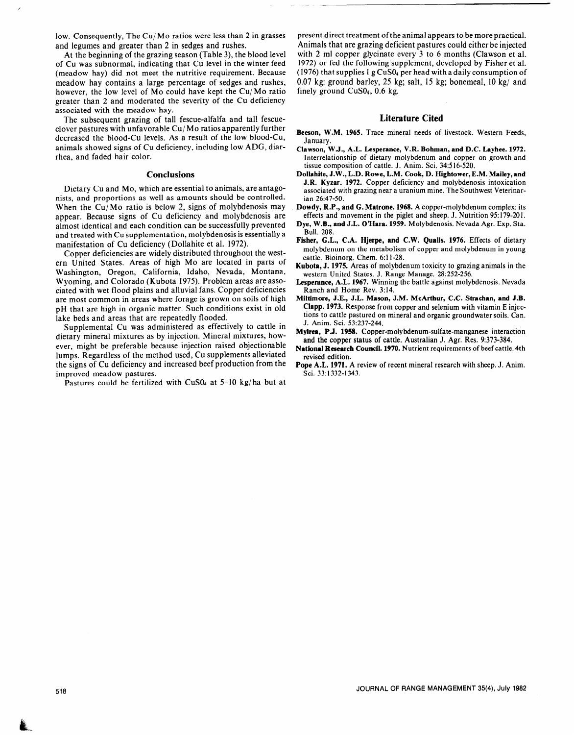low. Consequently, The Cu/Mo ratios were less than 2 in grasses and legumes and greater than 2 in sedges and rushes.

At the beginning of the grazing season (Table 3), the blood level of Cu was subnormal, indicating that Cu level in the winter feed (meadow hay) did not meet the nutritive requirement. Because meadow hay contains a large percentage of sedges and rushes, however, the low level of Mo could have kept the Cu/Mo ratio greater than 2 and moderated the severity of the Cu deficiency associated with the meadow hay.

The subsequent grazing of tall fescue-alfalfa and tall fescue-clover pastures with unfavorable Cu/Mo ratios apparently further decreased the blood-Cu levels. As a result of the low blood-Cu, animals showed signs of Cu deficiency, including low ADG, diarrhea, and faded hair color.

## Conclusions

Dietary Cu and Mo, which are essential to animals, are antagonists, and proportions as well as amounts should be controlled. When the Cu/Mo ratio is below 2, signs of molybdenosis may appear. Because signs of Cu deficiency and molybdenosis are almost identical and each condition can be successfully prevented and treated with Cu supplementation, molybdenosis is essentially a manifestation of Cu deficiency (Dollahite et al. 1972).

Copper deficiencies are widely distributed throughout the western United States. Areas of high Mo are located in parts of Washington, Oregon, California, Idaho, Nevada, Montana, Wyoming, and Colorado (Kubota 1975). Problem areas are associated with wet flood plains and alluvial fans. Copper deficiencies are most common in areas where forage is grown on soils of high pH that are high in organic matter. Such conditions exist in old lake beds and areas that are repeatedly flooded.

Supplemental Cu was administered as effectively to cattle in dietary mineral mixtures as by injection. Mineral mixtures, however, might be preferable because injection raised objectionable lumps. Regardless of the method used, Cu supplements alleviated the signs of Cu deficiency and increased beef production from the improved meadow pastures.

Pastures could be fertilized with $CuSO_4$ at 5-10 kg/ha but at present direct treatment of the animal appears to be more practical. Animals that are grazing deficient pastures could either be injected with 2 ml copper glycinate every 3 to 6 months (Clawson et al. 1972) or fed the following supplement, developed by Fisher et al. (1976) that supplies 1 g $CuSO_4$ per head with a daily consumption of 0.07 kg: ground barley, 25 kg; salt, 15 kg; bonemeal, 10 kg/ and finely ground $CuSO_4$, 0.6 kg.

## Literature Cited

**Beeson, W.M. 1965.** Trace mineral needs of livestock. Western Feeds, January.

**Clawson, W.J., A.L. Lesperance, V.R. Bohman, and D.C. Layhee. 1972.** Interrelationship of dietary molybdenum and copper on growth and tissue composition of cattle. J. Anim. Sci. 34:516-520.

**Dollahite, J.W., L.D. Rowe, L.M. Cook, D. Hightower, E.M. Mailey, and J.R. Kyzar. 1972.** Copper deficiency and molybdenosis intoxication associated with grazing near a uranium mine. The Southwest Veterinarian 26:47-50.

**Dowdy, R.P., and G. Matrone. 1968.** A copper-molybdenum complex: its effects and movement in the piglet and sheep. J. Nutrition 95:179-201.

**Dye, W.B., and J.L. O'Hara. 1959.** Molybdenosis. Nevada Agr. Exp. Sta. Bull. 208.

**Fisher, G.L., C.A. Hjerpe, and C.W. Qualls. 1976.** Effects of dietary molybdenum on the metabolism of copper and molybdenum in young cattle. Bioinorg. Chem. 6:11-28.

**Kubota, J. 1975.** Areas of molybdenum toxicity to grazing animals in the western United States. J. Range Manage. 28:252-256.

**Lesperance, A.L. 1967.** Winning the battle against molybdenosis. Nevada Ranch and Home Rev. 3:14.

**Miltimore, J.E., J.L. Mason, J.M. McArthur, C.C. Strachan, and J.B. Clapp. 1973.** Response from copper and selenium with vitamin E injections to cattle pastured on mineral and organic groundwater soils. Can. J. Anim. Sci. 53:237-244.

**Mylrea, P.J. 1958.** Copper-molybdenum-sulfate-manganese interaction and the copper status of cattle. Australian J. Agr. Res. 9:373-384.

**National Research Council. 1970.** Nutrient requirements of beef cattle. 4th revised edition.

**Pope A.L. 1971.** A review of recent mineral research with sheep. J. Anim. Sci. 33:1332-1343.